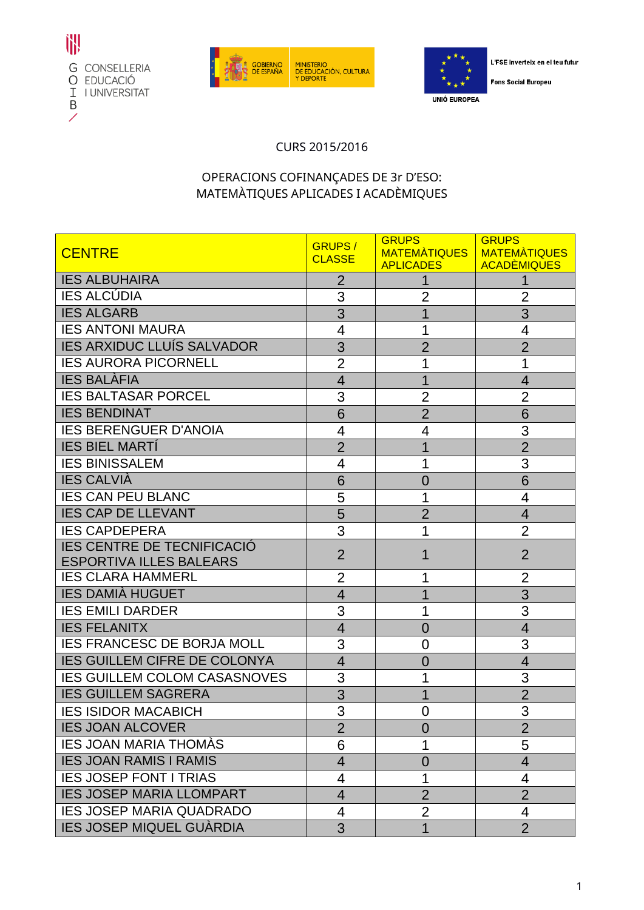G CONSELLERIA
O EDUCACIÓ
I I UNIVERSITAT
B

GOBIERNO DE ESPAÑA — MINISTERIO DE EDUCACIÓN, CULTURA Y DEPORTE

UNIÓ EUROPEA — L'FSE inverteix en el teu futur — Fons Social Europeu

CURS 2015/2016

OPERACIONS COFINANÇADES DE 3r D'ESO:
MATEMÀTIQUES APLICADES I ACADÈMIQUES

| CENTRE | GRUPS / CLASSE | GRUPS MATEMÀTIQUES APLICADES | GRUPS MATEMÀTIQUES ACADÈMIQUES |
| --- | --- | --- | --- |
| IES ALBUHAIRA | 2 | 1 | 1 |
| IES ALCÚDIA | 3 | 2 | 2 |
| IES ALGARB | 3 | 1 | 3 |
| IES ANTONI MAURA | 4 | 1 | 4 |
| IES ARXIDUC LLUÍS SALVADOR | 3 | 2 | 2 |
| IES AURORA PICORNELL | 2 | 1 | 1 |
| IES BALÀFIA | 4 | 1 | 4 |
| IES BALTASAR PORCEL | 3 | 2 | 2 |
| IES BENDINAT | 6 | 2 | 6 |
| IES BERENGUER D'ANOIA | 4 | 4 | 3 |
| IES BIEL MARTÍ | 2 | 1 | 2 |
| IES BINISSALEM | 4 | 1 | 3 |
| IES CALVIÀ | 6 | 0 | 6 |
| IES CAN PEU BLANC | 5 | 1 | 4 |
| IES CAP DE LLEVANT | 5 | 2 | 4 |
| IES CAPDEPERA | 3 | 1 | 2 |
| IES CENTRE DE TECNIFICACIÓ ESPORTIVA ILLES BALEARS | 2 | 1 | 2 |
| IES CLARA HAMMERL | 2 | 1 | 2 |
| IES DAMIÀ HUGUET | 4 | 1 | 3 |
| IES EMILI DARDER | 3 | 1 | 3 |
| IES FELANITX | 4 | 0 | 4 |
| IES FRANCESC DE BORJA MOLL | 3 | 0 | 3 |
| IES GUILLEM CIFRE DE COLONYA | 4 | 0 | 4 |
| IES GUILLEM COLOM CASASNOVES | 3 | 1 | 3 |
| IES GUILLEM SAGRERA | 3 | 1 | 2 |
| IES ISIDOR MACABICH | 3 | 0 | 3 |
| IES JOAN ALCOVER | 2 | 0 | 2 |
| IES JOAN MARIA THOMÀS | 6 | 1 | 5 |
| IES JOAN RAMIS I RAMIS | 4 | 0 | 4 |
| IES JOSEP FONT I TRIAS | 4 | 1 | 4 |
| IES JOSEP MARIA LLOMPART | 4 | 2 | 2 |
| IES JOSEP MARIA QUADRADO | 4 | 2 | 4 |
| IES JOSEP MIQUEL GUÀRDIA | 3 | 1 | 2 |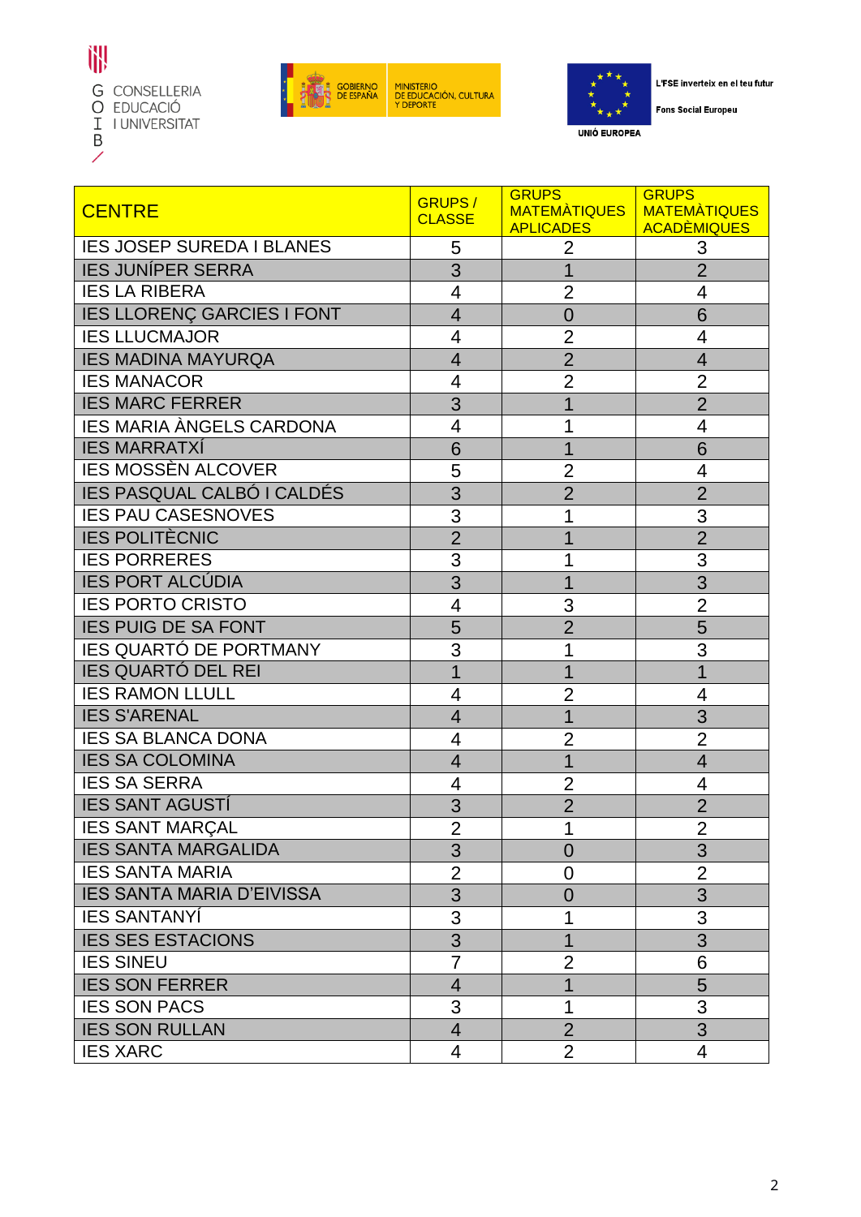| CENTRE | GRUPS / CLASSE | GRUPS MATEMÀTIQUES APLICADES | GRUPS MATEMÀTIQUES ACADÈMIQUES |
|---|---|---|---|
| IES JOSEP SUREDA I BLANES | 5 | 2 | 3 |
| IES JUNÍPER SERRA | 3 | 1 | 2 |
| IES LA RIBERA | 4 | 2 | 4 |
| IES LLORENÇ GARCIES I FONT | 4 | 0 | 6 |
| IES LLUCMAJOR | 4 | 2 | 4 |
| IES MADINA MAYURQA | 4 | 2 | 4 |
| IES MANACOR | 4 | 2 | 2 |
| IES MARC FERRER | 3 | 1 | 2 |
| IES MARIA ÀNGELS CARDONA | 4 | 1 | 4 |
| IES MARRATXÍ | 6 | 1 | 6 |
| IES MOSSÈN ALCOVER | 5 | 2 | 4 |
| IES PASQUAL CALBÓ I CALDÉS | 3 | 2 | 2 |
| IES PAU CASESNOVES | 3 | 1 | 3 |
| IES POLITÈCNIC | 2 | 1 | 2 |
| IES PORRERES | 3 | 1 | 3 |
| IES PORT ALCÚDIA | 3 | 1 | 3 |
| IES PORTO CRISTO | 4 | 3 | 2 |
| IES PUIG DE SA FONT | 5 | 2 | 5 |
| IES QUARTÓ DE PORTMANY | 3 | 1 | 3 |
| IES QUARTÓ DEL REI | 1 | 1 | 1 |
| IES RAMON LLULL | 4 | 2 | 4 |
| IES S'ARENAL | 4 | 1 | 3 |
| IES SA BLANCA DONA | 4 | 2 | 2 |
| IES SA COLOMINA | 4 | 1 | 4 |
| IES SA SERRA | 4 | 2 | 4 |
| IES SANT AGUSTÍ | 3 | 2 | 2 |
| IES SANT MARÇAL | 2 | 1 | 2 |
| IES SANTA MARGALIDA | 3 | 0 | 3 |
| IES SANTA MARIA | 2 | 0 | 2 |
| IES SANTA MARIA D'EIVISSA | 3 | 0 | 3 |
| IES SANTANYÍ | 3 | 1 | 3 |
| IES SES ESTACIONS | 3 | 1 | 3 |
| IES SINEU | 7 | 2 | 6 |
| IES SON FERRER | 4 | 1 | 5 |
| IES SON PACS | 3 | 1 | 3 |
| IES SON RULLAN | 4 | 2 | 3 |
| IES XARC | 4 | 2 | 4 |